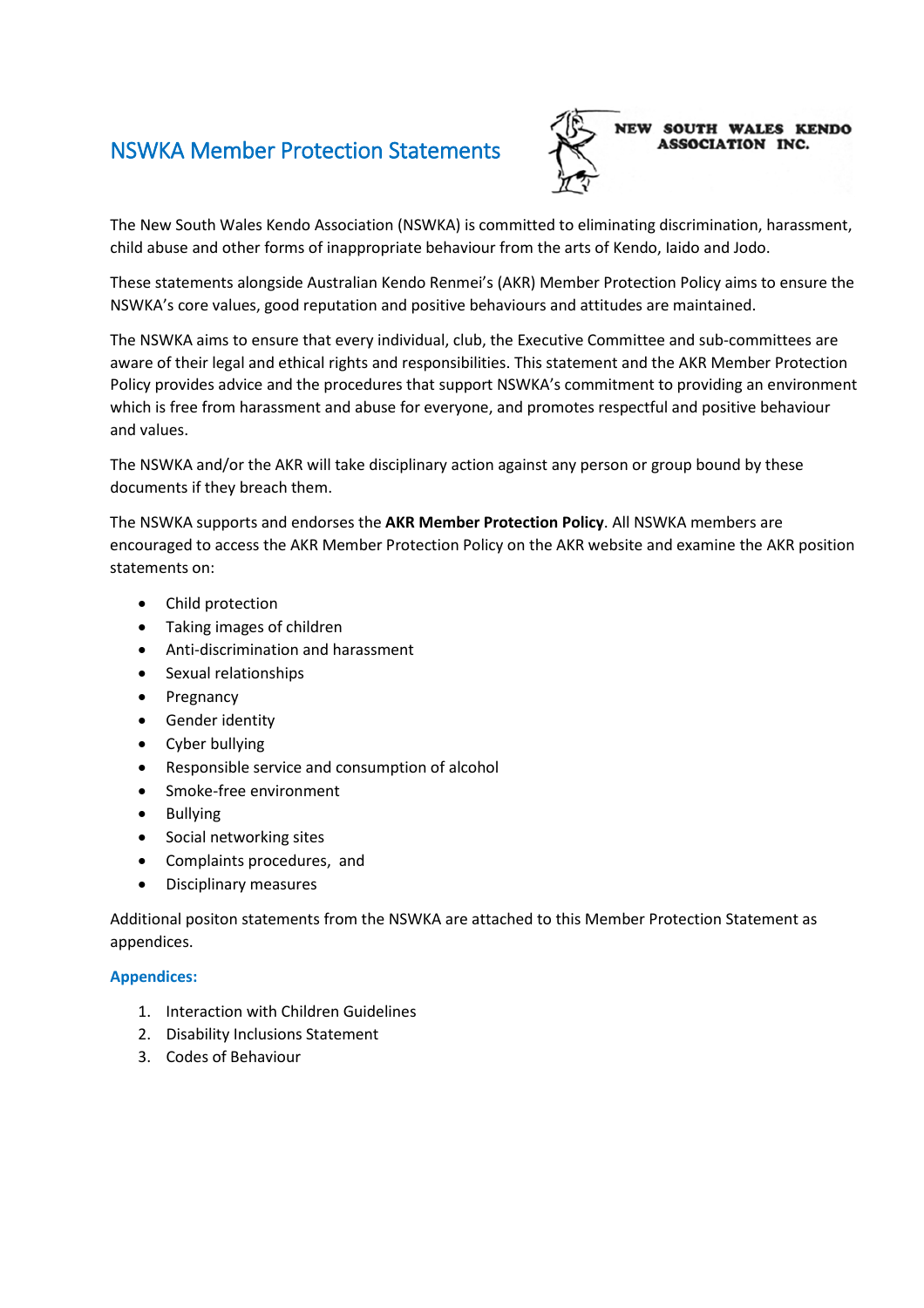# NSWKA Member Protection Statements

NEW SOUTH WALES KENDO ASSOCIATION INC.

The New South Wales Kendo Association (NSWKA) is committed to eliminating discrimination, harassment, child abuse and other forms of inappropriate behaviour from the arts of Kendo, Iaido and Jodo.

These statements alongside Australian Kendo Renmei's (AKR) Member Protection Policy aims to ensure the NSWKA's core values, good reputation and positive behaviours and attitudes are maintained.

The NSWKA aims to ensure that every individual, club, the Executive Committee and sub-committees are aware of their legal and ethical rights and responsibilities. This statement and the AKR Member Protection Policy provides advice and the procedures that support NSWKA's commitment to providing an environment which is free from harassment and abuse for everyone, and promotes respectful and positive behaviour and values.

The NSWKA and/or the AKR will take disciplinary action against any person or group bound by these documents if they breach them.

The NSWKA supports and endorses the **AKR Member Protection Policy**. All NSWKA members are encouraged to access the AKR Member Protection Policy on the AKR website and examine the AKR position statements on:

- Child protection
- Taking images of children
- Anti-discrimination and harassment
- Sexual relationships
- Pregnancy
- Gender identity
- Cyber bullying
- Responsible service and consumption of alcohol
- Smoke-free environment
- Bullying
- Social networking sites
- Complaints procedures, and
- Disciplinary measures

Additional positon statements from the NSWKA are attached to this Member Protection Statement as appendices.

### Appendices:

1. Interaction with Children Guidelines
2. Disability Inclusions Statement
3. Codes of Behaviour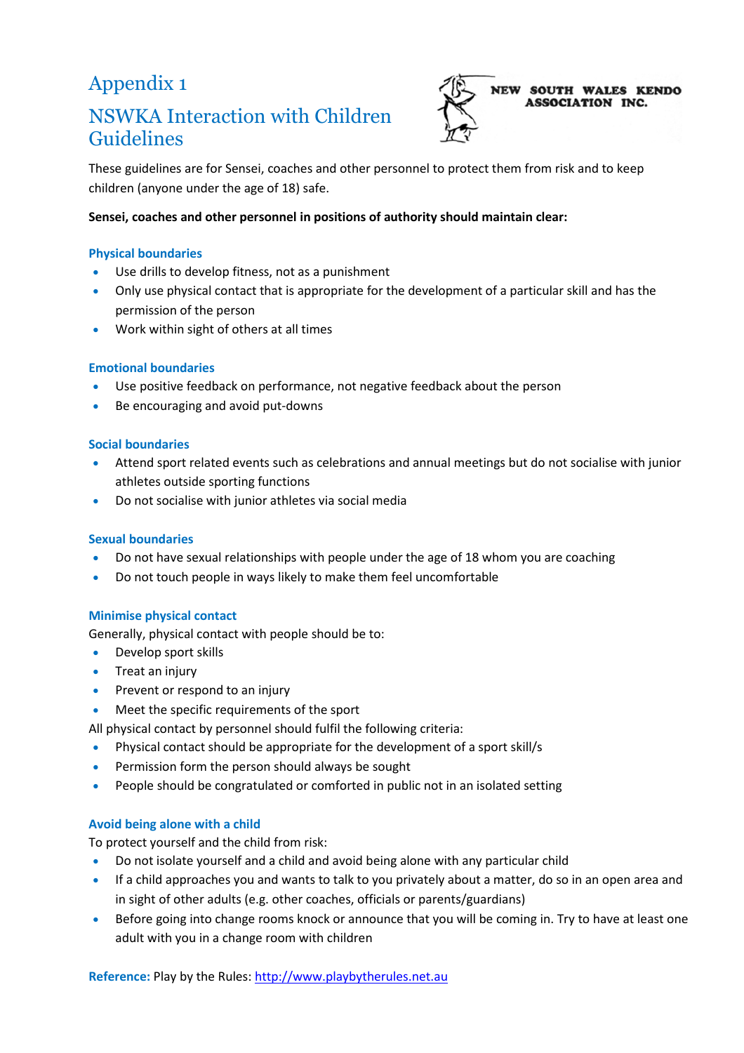# Appendix 1

## NSWKA Interaction with Children Guidelines

NEW SOUTH WALES KENDO ASSOCIATION INC.

These guidelines are for Sensei, coaches and other personnel to protect them from risk and to keep children (anyone under the age of 18) safe.

**Sensei, coaches and other personnel in positions of authority should maintain clear:**

### Physical boundaries

- Use drills to develop fitness, not as a punishment
- Only use physical contact that is appropriate for the development of a particular skill and has the permission of the person
- Work within sight of others at all times

### Emotional boundaries

- Use positive feedback on performance, not negative feedback about the person
- Be encouraging and avoid put-downs

### Social boundaries

- Attend sport related events such as celebrations and annual meetings but do not socialise with junior athletes outside sporting functions
- Do not socialise with junior athletes via social media

### Sexual boundaries

- Do not have sexual relationships with people under the age of 18 whom you are coaching
- Do not touch people in ways likely to make them feel uncomfortable

### Minimise physical contact

Generally, physical contact with people should be to:

- Develop sport skills
- Treat an injury
- Prevent or respond to an injury
- Meet the specific requirements of the sport

All physical contact by personnel should fulfil the following criteria:

- Physical contact should be appropriate for the development of a sport skill/s
- Permission form the person should always be sought
- People should be congratulated or comforted in public not in an isolated setting

### Avoid being alone with a child

To protect yourself and the child from risk:

- Do not isolate yourself and a child and avoid being alone with any particular child
- If a child approaches you and wants to talk to you privately about a matter, do so in an open area and in sight of other adults (e.g. other coaches, officials or parents/guardians)
- Before going into change rooms knock or announce that you will be coming in. Try to have at least one adult with you in a change room with children

**Reference:** Play by the Rules: http://www.playbytherules.net.au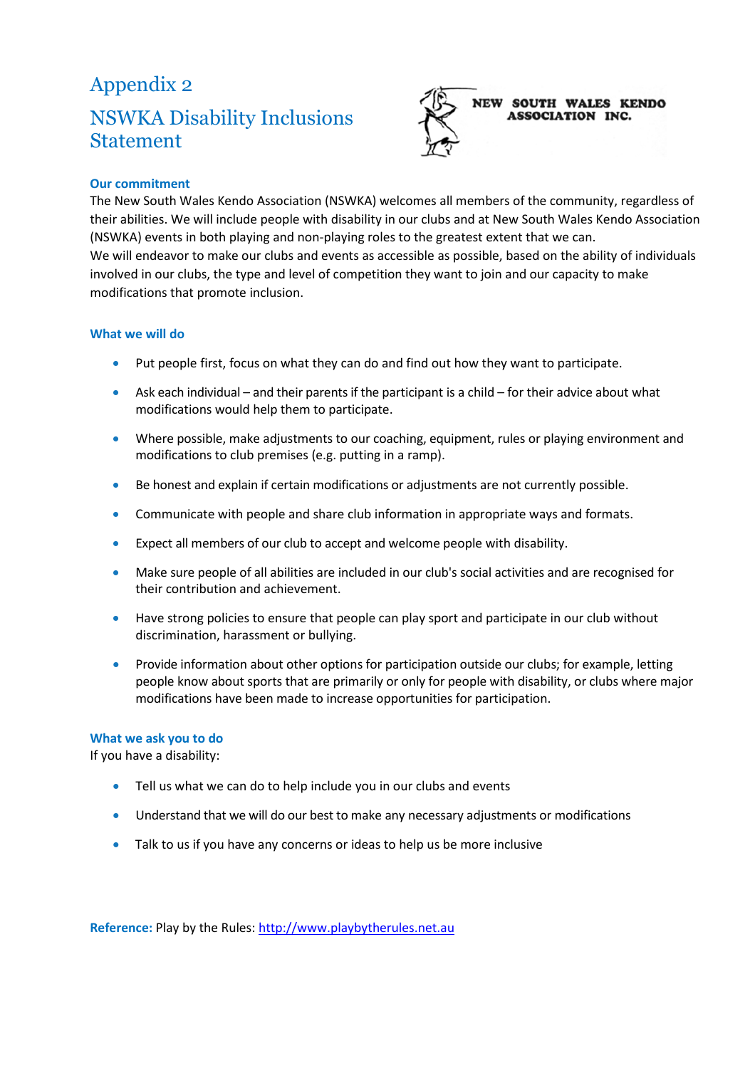# Appendix 2

# NSWKA Disability Inclusions Statement

NEW SOUTH WALES KENDO ASSOCIATION INC.

### Our commitment

The New South Wales Kendo Association (NSWKA) welcomes all members of the community, regardless of their abilities. We will include people with disability in our clubs and at New South Wales Kendo Association (NSWKA) events in both playing and non-playing roles to the greatest extent that we can.
We will endeavor to make our clubs and events as accessible as possible, based on the ability of individuals involved in our clubs, the type and level of competition they want to join and our capacity to make modifications that promote inclusion.

### What we will do

- Put people first, focus on what they can do and find out how they want to participate.
- Ask each individual – and their parents if the participant is a child – for their advice about what modifications would help them to participate.
- Where possible, make adjustments to our coaching, equipment, rules or playing environment and modifications to club premises (e.g. putting in a ramp).
- Be honest and explain if certain modifications or adjustments are not currently possible.
- Communicate with people and share club information in appropriate ways and formats.
- Expect all members of our club to accept and welcome people with disability.
- Make sure people of all abilities are included in our club's social activities and are recognised for their contribution and achievement.
- Have strong policies to ensure that people can play sport and participate in our club without discrimination, harassment or bullying.
- Provide information about other options for participation outside our clubs; for example, letting people know about sports that are primarily or only for people with disability, or clubs where major modifications have been made to increase opportunities for participation.

### What we ask you to do

If you have a disability:

- Tell us what we can do to help include you in our clubs and events
- Understand that we will do our best to make any necessary adjustments or modifications
- Talk to us if you have any concerns or ideas to help us be more inclusive

**Reference:** Play by the Rules: [http://www.playbytherules.net.au](http://www.playbytherules.net.au)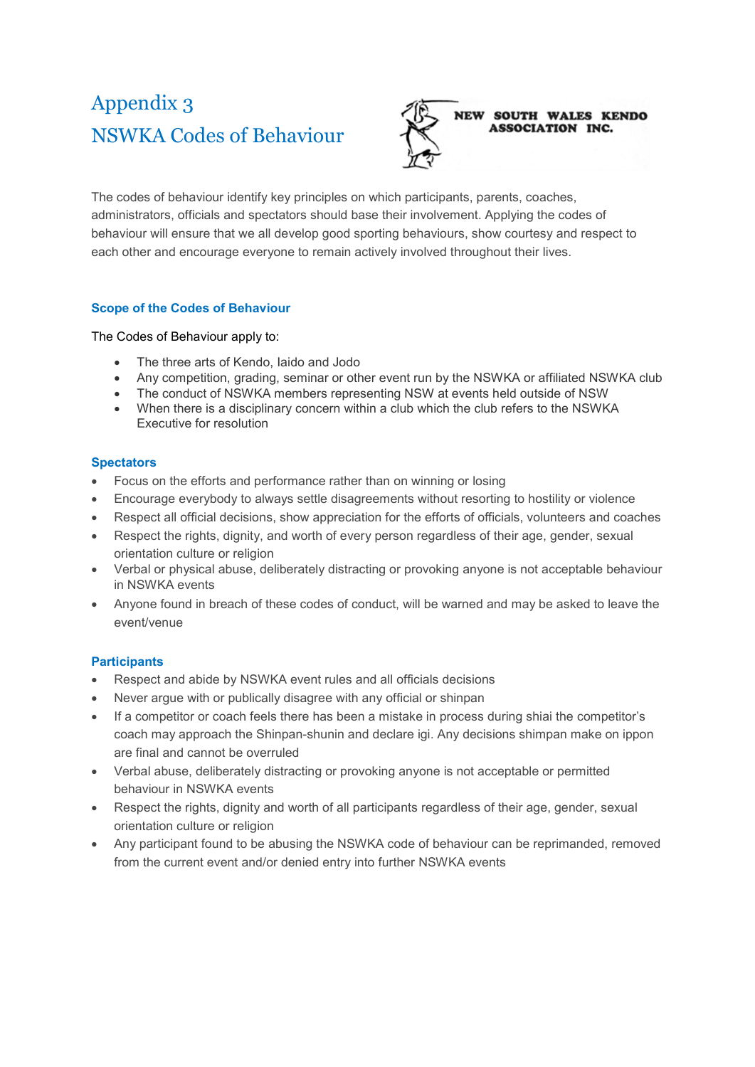# Appendix 3
# NSWKA Codes of Behaviour

NEW SOUTH WALES KENDO ASSOCIATION INC.

The codes of behaviour identify key principles on which participants, parents, coaches, administrators, officials and spectators should base their involvement. Applying the codes of behaviour will ensure that we all develop good sporting behaviours, show courtesy and respect to each other and encourage everyone to remain actively involved throughout their lives.

### Scope of the Codes of Behaviour

The Codes of Behaviour apply to:

- The three arts of Kendo, Iaido and Jodo
- Any competition, grading, seminar or other event run by the NSWKA or affiliated NSWKA club
- The conduct of NSWKA members representing NSW at events held outside of NSW
- When there is a disciplinary concern within a club which the club refers to the NSWKA Executive for resolution

### Spectators

- Focus on the efforts and performance rather than on winning or losing
- Encourage everybody to always settle disagreements without resorting to hostility or violence
- Respect all official decisions, show appreciation for the efforts of officials, volunteers and coaches
- Respect the rights, dignity, and worth of every person regardless of their age, gender, sexual orientation culture or religion
- Verbal or physical abuse, deliberately distracting or provoking anyone is not acceptable behaviour in NSWKA events
- Anyone found in breach of these codes of conduct, will be warned and may be asked to leave the event/venue

### Participants

- Respect and abide by NSWKA event rules and all officials decisions
- Never argue with or publically disagree with any official or shinpan
- If a competitor or coach feels there has been a mistake in process during shiai the competitor's coach may approach the Shinpan-shunin and declare igi. Any decisions shimpan make on ippon are final and cannot be overruled
- Verbal abuse, deliberately distracting or provoking anyone is not acceptable or permitted behaviour in NSWKA events
- Respect the rights, dignity and worth of all participants regardless of their age, gender, sexual orientation culture or religion
- Any participant found to be abusing the NSWKA code of behaviour can be reprimanded, removed from the current event and/or denied entry into further NSWKA events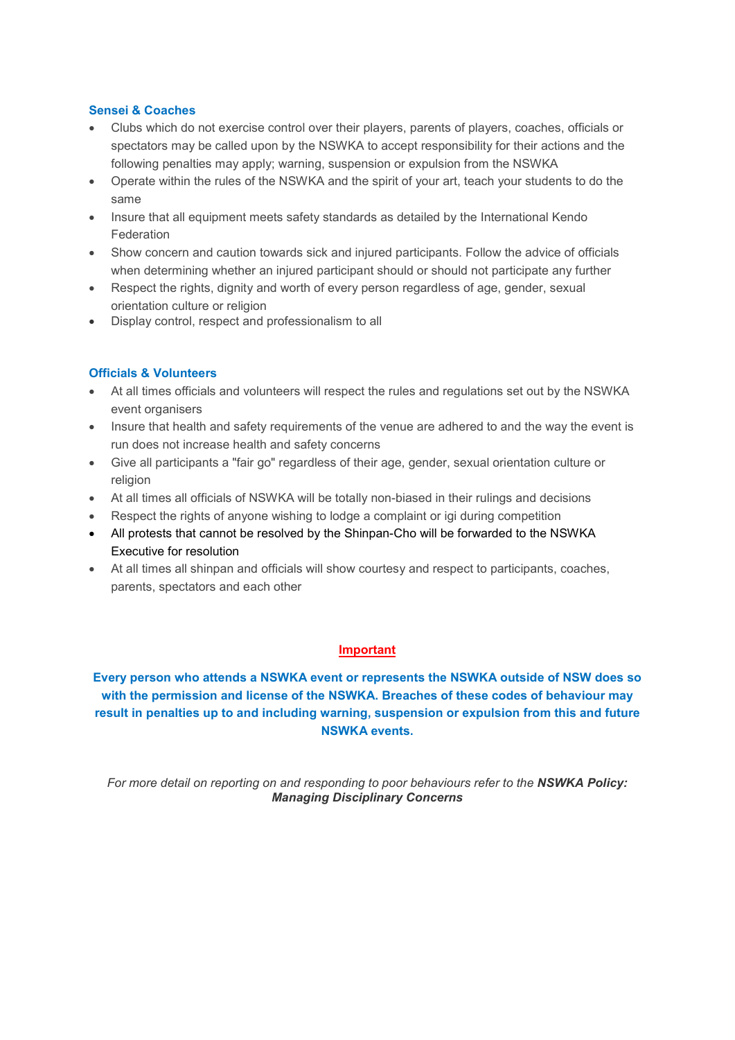### Sensei & Coaches

- Clubs which do not exercise control over their players, parents of players, coaches, officials or spectators may be called upon by the NSWKA to accept responsibility for their actions and the following penalties may apply; warning, suspension or expulsion from the NSWKA
- Operate within the rules of the NSWKA and the spirit of your art, teach your students to do the same
- Insure that all equipment meets safety standards as detailed by the International Kendo Federation
- Show concern and caution towards sick and injured participants. Follow the advice of officials when determining whether an injured participant should or should not participate any further
- Respect the rights, dignity and worth of every person regardless of age, gender, sexual orientation culture or religion
- Display control, respect and professionalism to all

### Officials & Volunteers

- At all times officials and volunteers will respect the rules and regulations set out by the NSWKA event organisers
- Insure that health and safety requirements of the venue are adhered to and the way the event is run does not increase health and safety concerns
- Give all participants a "fair go" regardless of their age, gender, sexual orientation culture or religion
- At all times all officials of NSWKA will be totally non-biased in their rulings and decisions
- Respect the rights of anyone wishing to lodge a complaint or igi during competition
- All protests that cannot be resolved by the Shinpan-Cho will be forwarded to the NSWKA Executive for resolution
- At all times all shinpan and officials will show courtesy and respect to participants, coaches, parents, spectators and each other

## Important

**Every person who attends a NSWKA event or represents the NSWKA outside of NSW does so with the permission and license of the NSWKA. Breaches of these codes of behaviour may result in penalties up to and including warning, suspension or expulsion from this and future NSWKA events.**

*For more detail on reporting on and responding to poor behaviours refer to the* ***NSWKA Policy: Managing Disciplinary Concerns***